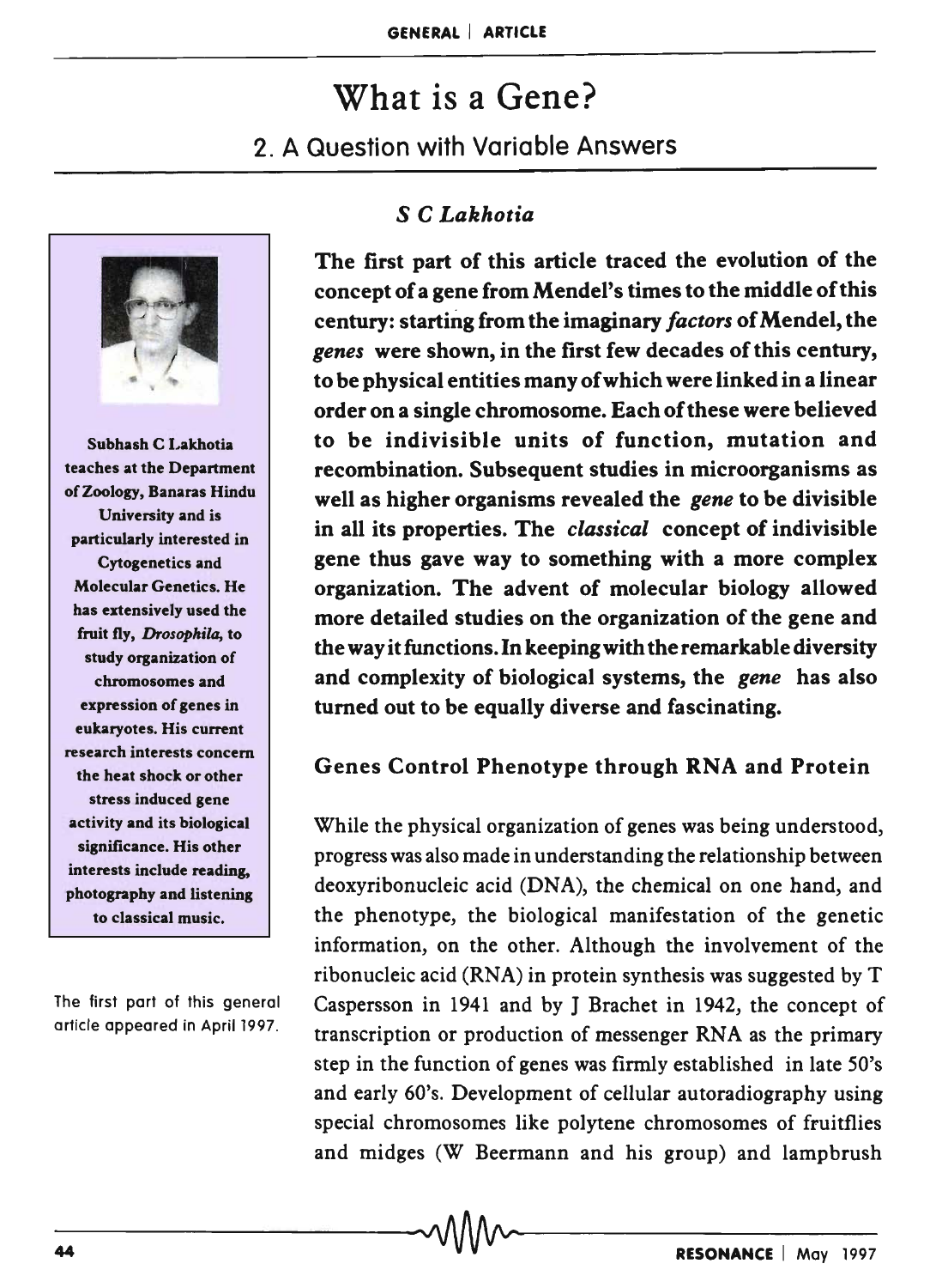# What is a Gene?

## 2. A Question with Variable Answers

*S C Lakhotia*

**The first part of this article traced the evolution of the concept of a gene from Mendel's times to the middle of this century: starting from the imaginary *factors* of Mendel, the *genes* were shown, in the first few decades of this century, to be physical entities many of which were linked in a linear order on a single chromosome. Each of these were believed to be indivisible units of function, mutation and recombination. Subsequent studies in microorganisms as well as higher organisms revealed the *gene* to be divisible in all its properties. The *classical* concept of indivisible gene thus gave way to something with a more complex organization. The advent of molecular biology allowed more detailed studies on the organization of the gene and the way it functions. In keeping with the remarkable diversity and complexity of biological systems, the *gene* has also turned out to be equally diverse and fascinating.**

**Subhash C Lakhotia teaches at the Department of Zoology, Banaras Hindu University and is particularly interested in Cytogenetics and Molecular Genetics. He has extensively used the fruit fly, *Drosophila*, to study organization of chromosomes and expression of genes in eukaryotes. His current research interests concern the heat shock or other stress induced gene activity and its biological significance. His other interests include reading, photography and listening to classical music.**

The first part of this general article appeared in April 1997.

### Genes Control Phenotype through RNA and Protein

While the physical organization of genes was being understood, progress was also made in understanding the relationship between deoxyribonucleic acid (DNA), the chemical on one hand, and the phenotype, the biological manifestation of the genetic information, on the other. Although the involvement of the ribonucleic acid (RNA) in protein synthesis was suggested by T Caspersson in 1941 and by J Brachet in 1942, the concept of transcription or production of messenger RNA as the primary step in the function of genes was firmly established in late 50's and early 60's. Development of cellular autoradiography using special chromosomes like polytene chromosomes of fruitflies and midges (W Beermann and his group) and lampbrush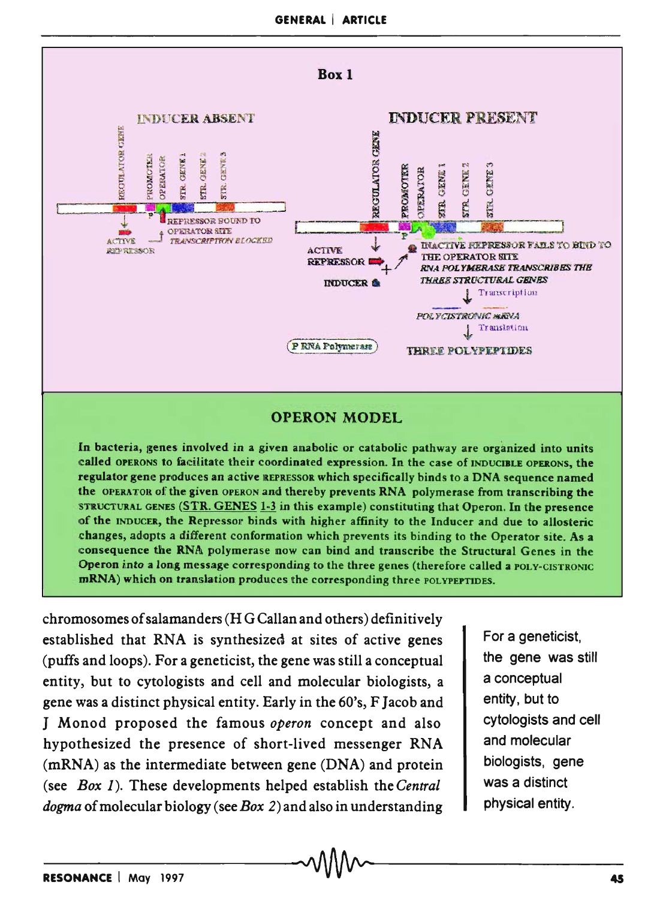**Box 1**

INDUCER ABSENT

REGULATOR GENE, PROMOTER, OPERATOR, STR. GENE 1, STR. GENE 2, STR. GENE 3

ACTIVE REPRESSOR — REPRESSOR BOUND TO OPERATOR SITE, TRANSCRIPTION BLOCKED

INDUCER PRESENT

REGULATOR GENE, PROMOTER, OPERATOR, STR. GENE 1, STR. GENE 2, STR. GENE 3

ACTIVE REPRESSOR + INDUCER — INACTIVE REPRESSOR FAILS TO BIND TO THE OPERATOR SITE. RNA POLYMERASE TRANSCRIBES THE THREE STRUCTURAL GENES

Transcription → POLYCISTRONIC mRNA → Translation → THREE POLYPEPTIDES

P RNA Polymerase

### OPERON MODEL

**In bacteria, genes involved in a given anabolic or catabolic pathway are organized into units called OPERONS to facilitate their coordinated expression. In the case of INDUCIBLE OPERONS, the regulator gene produces an active REPRESSOR which specifically binds to a DNA sequence named the OPERATOR of the given OPERON and thereby prevents RNA polymerase from transcribing the STRUCTURAL GENES (STR. GENES 1-3 in this example) constituting that Operon. In the presence of the INDUCER, the Repressor binds with higher affinity to the Inducer and due to allosteric changes, adopts a different conformation which prevents its binding to the Operator site. As a consequence the RNA polymerase now can bind and transcribe the Structural Genes in the Operon into a long message corresponding to the three genes (therefore called a POLY-CISTRONIC mRNA) which on translation produces the corresponding three POLYPEPTIDES.**

chromosomes of salamanders (H G Callan and others) definitively established that RNA is synthesized at sites of active genes (puffs and loops). For a geneticist, the gene was still a conceptual entity, but to cytologists and cell and molecular biologists, a gene was a distinct physical entity. Early in the 60's, F Jacob and J Monod proposed the famous *operon* concept and also hypothesized the presence of short-lived messenger RNA (mRNA) as the intermediate between gene (DNA) and protein (see *Box 1*). These developments helped establish the *Central dogma* of molecular biology (see *Box 2*) and also in understanding

For a geneticist, the gene was still a conceptual entity, but to cytologists and cell and molecular biologists, gene was a distinct physical entity.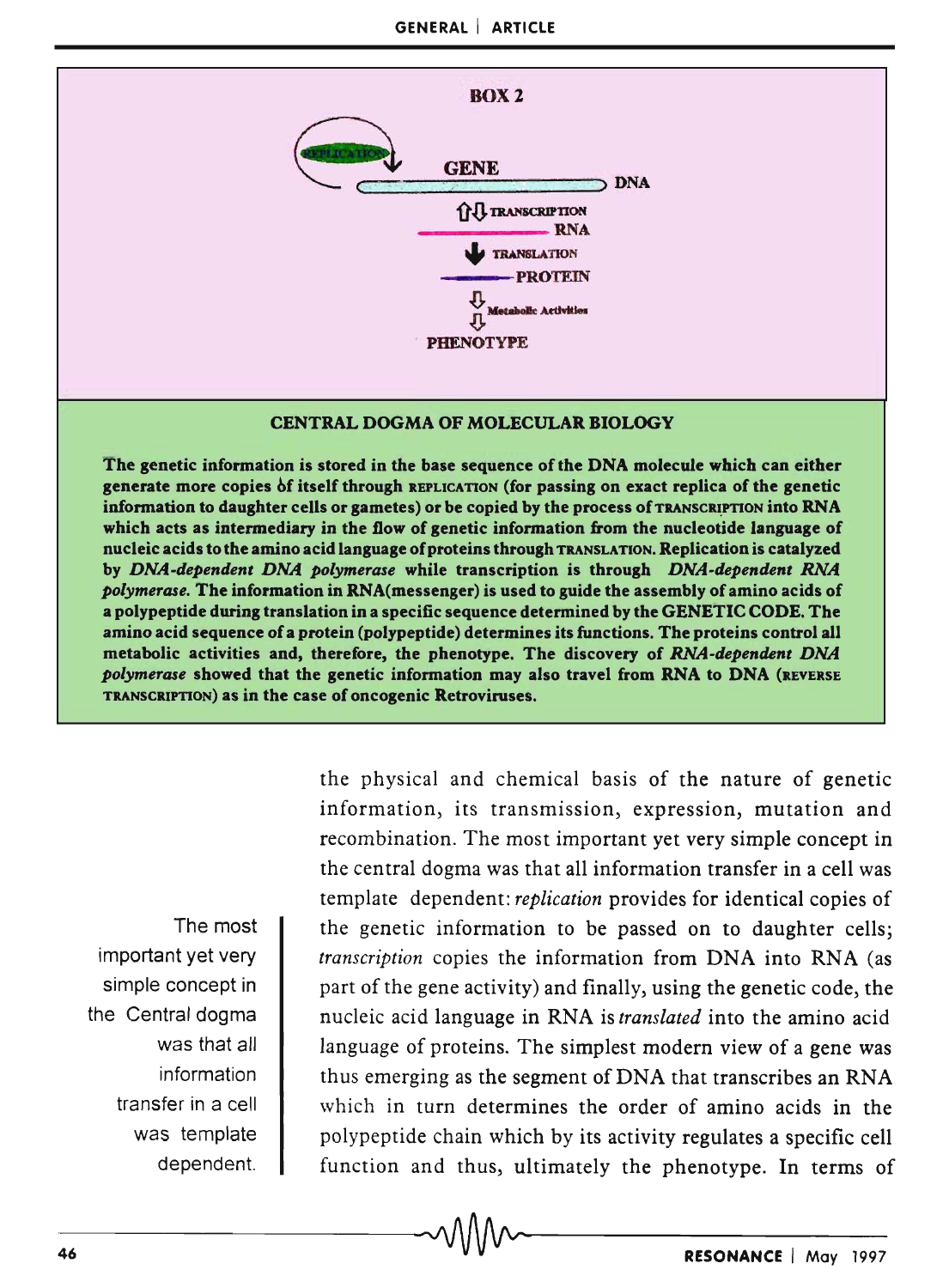## BOX 2

REPLICATION

GENE

DNA

TRANSCRIPTION

RNA

TRANSLATION

PROTEIN

Metabolic Activities

PHENOTYPE

### CENTRAL DOGMA OF MOLECULAR BIOLOGY

**The genetic information is stored in the base sequence of the DNA molecule which can either generate more copies of itself through REPLICATION (for passing on exact replica of the genetic information to daughter cells or gametes) or be copied by the process of TRANSCRIPTION into RNA which acts as intermediary in the flow of genetic information from the nucleotide language of nucleic acids to the amino acid language of proteins through TRANSLATION. Replication is catalyzed by *DNA-dependent DNA polymerase* while transcription is through *DNA-dependent RNA polymerase.* The information in RNA(messenger) is used to guide the assembly of amino acids of a polypeptide during translation in a specific sequence determined by the GENETIC CODE. The amino acid sequence of a protein (polypeptide) determines its functions. The proteins control all metabolic activities and, therefore, the phenotype. The discovery of *RNA-dependent DNA polymerase* showed that the genetic information may also travel from RNA to DNA (REVERSE TRANSCRIPTION) as in the case of oncogenic Retroviruses.**

the physical and chemical basis of the nature of genetic information, its transmission, expression, mutation and recombination. The most important yet very simple concept in the central dogma was that all information transfer in a cell was template dependent: *replication* provides for identical copies of the genetic information to be passed on to daughter cells; *transcription* copies the information from DNA into RNA (as part of the gene activity) and finally, using the genetic code, the nucleic acid language in RNA is *translated* into the amino acid language of proteins. The simplest modern view of a gene was thus emerging as the segment of DNA that transcribes an RNA which in turn determines the order of amino acids in the polypeptide chain which by its activity regulates a specific cell function and thus, ultimately the phenotype. In terms of

The most important yet very simple concept in the Central dogma was that all information transfer in a cell was template dependent.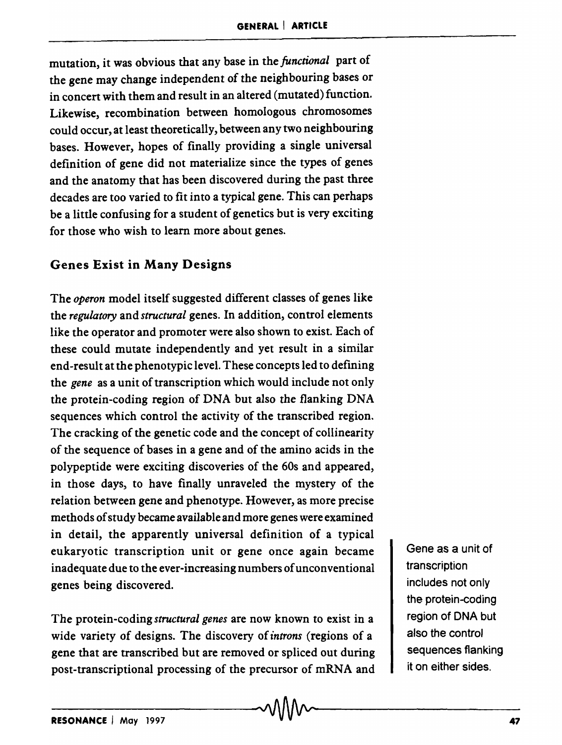mutation, it was obvious that any base in the *functional* part of the gene may change independent of the neighbouring bases or in concert with them and result in an altered (mutated) function. Likewise, recombination between homologous chromosomes could occur, at least theoretically, between any two neighbouring bases. However, hopes of finally providing a single universal definition of gene did not materialize since the types of genes and the anatomy that has been discovered during the past three decades are too varied to fit into a typical gene. This can perhaps be a little confusing for a student of genetics but is very exciting for those who wish to learn more about genes.

## Genes Exist in Many Designs

The *operon* model itself suggested different classes of genes like the *regulatory* and *structural* genes. In addition, control elements like the operator and promoter were also shown to exist. Each of these could mutate independently and yet result in a similar end-result at the phenotypic level. These concepts led to defining the *gene* as a unit of transcription which would include not only the protein-coding region of DNA but also the flanking DNA sequences which control the activity of the transcribed region. The cracking of the genetic code and the concept of collinearity of the sequence of bases in a gene and of the amino acids in the polypeptide were exciting discoveries of the 60s and appeared, in those days, to have finally unraveled the mystery of the relation between gene and phenotype. However, as more precise methods of study became available and more genes were examined in detail, the apparently universal definition of a typical eukaryotic transcription unit or gene once again became inadequate due to the ever-increasing numbers of unconventional genes being discovered.

Gene as a unit of transcription includes not only the protein-coding region of DNA but also the control sequences flanking it on either sides.

The protein-coding *structural genes* are now known to exist in a wide variety of designs. The discovery of *introns* (regions of a gene that are transcribed but are removed or spliced out during post-transcriptional processing of the precursor of mRNA and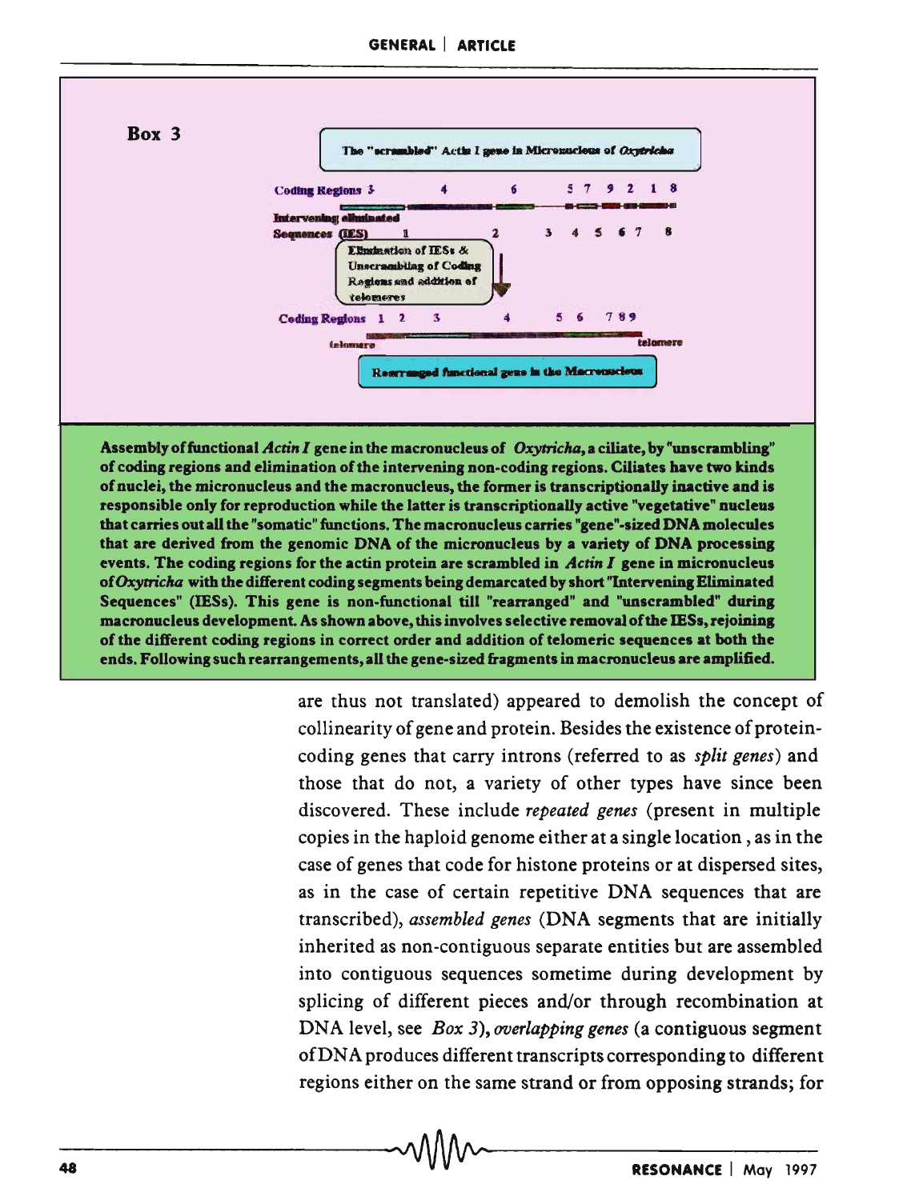## Box 3

The "scrambled" Actin I gene in Micronucleus of *Oxytricha*

Coding Regions 3 4 6 5 7 9 2 1 8

Intervening eliminated Sequences (IES) 1 2 3 4 5 6 7 8

Elimination of IESs & Unscrambling of Coding Regions and addition of telomeres

Coding Regions 1 2 3 4 5 6 7 8 9

telomere telomere

Rearranged functional gene in the Macronucleus

**Assembly of functional *Actin I* gene in the macronucleus of *Oxytricha*, a ciliate, by "unscrambling" of coding regions and elimination of the intervening non-coding regions. Ciliates have two kinds of nuclei, the micronucleus and the macronucleus, the former is transcriptionally inactive and is responsible only for reproduction while the latter is transcriptionally active "vegetative" nucleus that carries out all the "somatic" functions. The macronucleus carries "gene"-sized DNA molecules that are derived from the genomic DNA of the micronucleus by a variety of DNA processing events. The coding regions for the actin protein are scrambled in *Actin I* gene in micronucleus of *Oxytricha* with the different coding segments being demarcated by short "Intervening Eliminated Sequences" (IESs). This gene is non-functional till "rearranged" and "unscrambled" during macronucleus development. As shown above, this involves selective removal of the IESs, rejoining of the different coding regions in correct order and addition of telomeric sequences at both the ends. Following such rearrangements, all the gene-sized fragments in macronucleus are amplified.**

are thus not translated) appeared to demolish the concept of collinearity of gene and protein. Besides the existence of protein-coding genes that carry introns (referred to as *split genes*) and those that do not, a variety of other types have since been discovered. These include *repeated genes* (present in multiple copies in the haploid genome either at a single location , as in the case of genes that code for histone proteins or at dispersed sites, as in the case of certain repetitive DNA sequences that are transcribed), *assembled genes* (DNA segments that are initially inherited as non-contiguous separate entities but are assembled into contiguous sequences sometime during development by splicing of different pieces and/or through recombination at DNA level, see *Box 3*), *overlapping genes* (a contiguous segment of DNA produces different transcripts corresponding to different regions either on the same strand or from opposing strands; for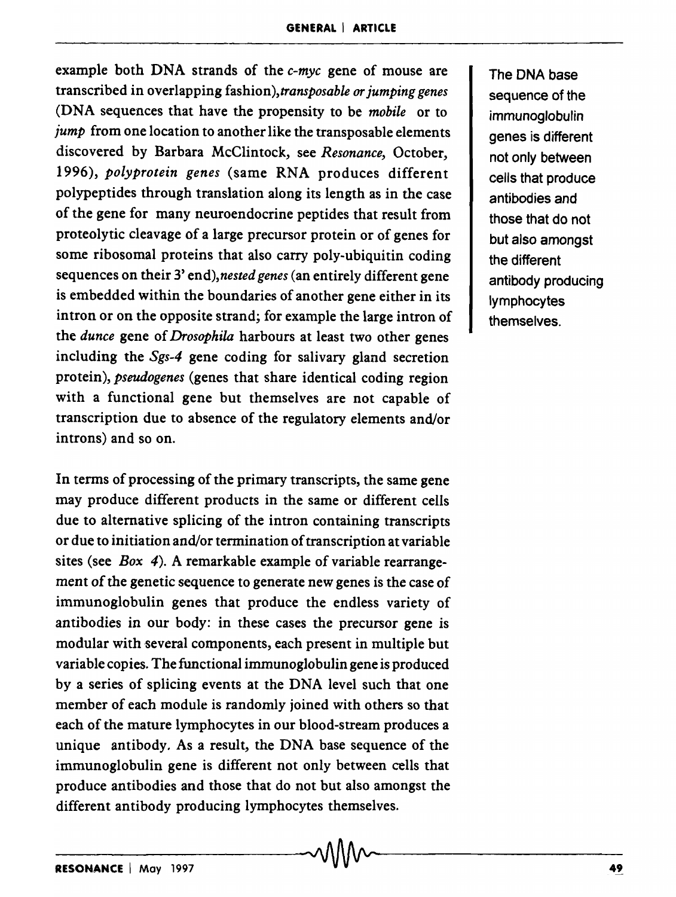example both DNA strands of the *c-myc* gene of mouse are transcribed in overlapping fashion),*transposable or jumping genes* (DNA sequences that have the propensity to be *mobile* or to *jump* from one location to another like the transposable elements discovered by Barbara McClintock, see *Resonance*, October, 1996), *polyprotein genes* (same RNA produces different polypeptides through translation along its length as in the case of the gene for many neuroendocrine peptides that result from proteolytic cleavage of a large precursor protein or of genes for some ribosomal proteins that also carry poly-ubiquitin coding sequences on their 3' end),*nested genes* (an entirely different gene is embedded within the boundaries of another gene either in its intron or on the opposite strand; for example the large intron of the *dunce* gene of *Drosophila* harbours at least two other genes including the *Sgs-4* gene coding for salivary gland secretion protein), *pseudogenes* (genes that share identical coding region with a functional gene but themselves are not capable of transcription due to absence of the regulatory elements and/or introns) and so on.

The DNA base sequence of the immunoglobulin genes is different not only between cells that produce antibodies and those that do not but also amongst the different antibody producing lymphocytes themselves.

In terms of processing of the primary transcripts, the same gene may produce different products in the same or different cells due to alternative splicing of the intron containing transcripts or due to initiation and/or termination of transcription at variable sites (see *Box 4*). A remarkable example of variable rearrangement of the genetic sequence to generate new genes is the case of immunoglobulin genes that produce the endless variety of antibodies in our body: in these cases the precursor gene is modular with several components, each present in multiple but variable copies. The functional immunoglobulin gene is produced by a series of splicing events at the DNA level such that one member of each module is randomly joined with others so that each of the mature lymphocytes in our blood-stream produces a unique antibody. As a result, the DNA base sequence of the immunoglobulin gene is different not only between cells that produce antibodies and those that do not but also amongst the different antibody producing lymphocytes themselves.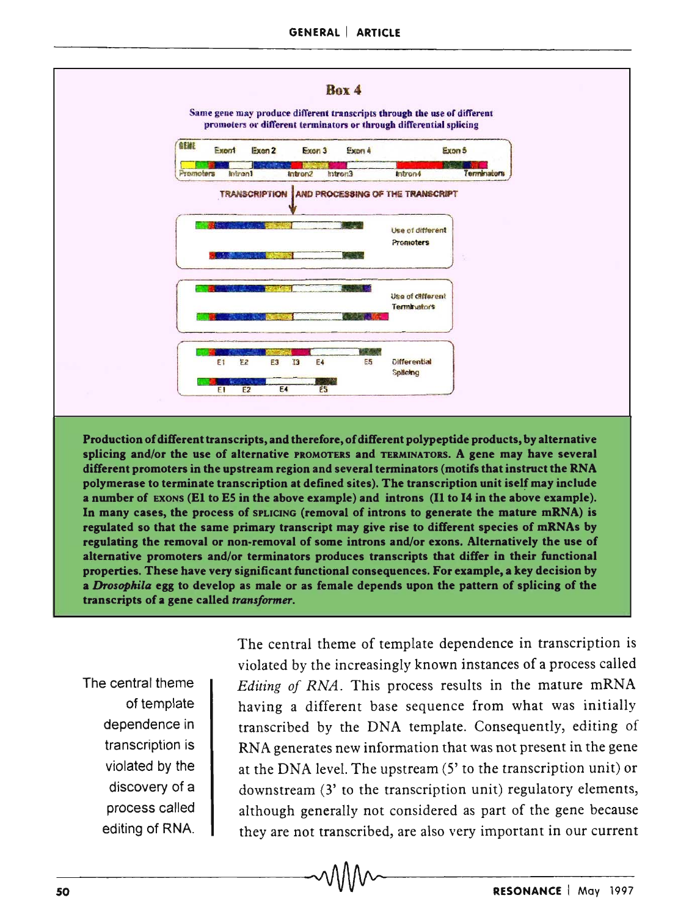## Box 4

Same gene may produce different transcripts through the use of different promoters or different terminators or through differential splicing

GENE Exon1 Exon 2 Exon 3 Exon 4 Exon 5

Promoters Intron1 Intron2 Intron3 Intron4 Terminators

TRANSCRIPTION AND PROCESSING OF THE TRANSCRIPT

Use of different Promoters

Use of different Terminators

E1 E2 E3 I3 E4 E5

Differential Splicing

E1 E2 E4 E5

**Production of different transcripts, and therefore, of different polypeptide products, by alternative splicing and/or the use of alternative PROMOTERS and TERMINATORS. A gene may have several different promoters in the upstream region and several terminators (motifs that instruct the RNA polymerase to terminate transcription at defined sites). The transcription unit itself may include a number of EXONS (E1 to E5 in the above example) and introns (I1 to I4 in the above example). In many cases, the process of SPLICING (removal of introns to generate the mature mRNA) is regulated so that the same primary transcript may give rise to different species of mRNAs by regulating the removal or non-removal of some introns and/or exons. Alternatively the use of alternative promoters and/or terminators produces transcripts that differ in their functional properties. These have very significant functional consequences. For example, a key decision by a *Drosophila* egg to develop as male or as female depends upon the pattern of splicing of the transcripts of a gene called *transformer*.**

> The central theme of template dependence in transcription is violated by the discovery of a process called editing of RNA.

The central theme of template dependence in transcription is violated by the increasingly known instances of a process called *Editing of RNA*. This process results in the mature mRNA having a different base sequence from what was initially transcribed by the DNA template. Consequently, editing of RNA generates new information that was not present in the gene at the DNA level. The upstream (5' to the transcription unit) or downstream (3' to the transcription unit) regulatory elements, although generally not considered as part of the gene because they are not transcribed, are also very important in our current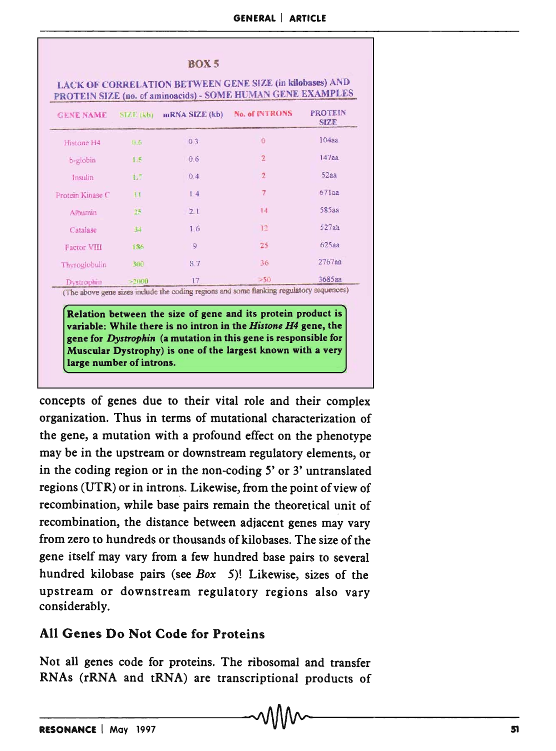**BOX 5**

**LACK OF CORRELATION BETWEEN GENE SIZE (in kilobases) AND PROTEIN SIZE (no. of aminoacids) - SOME HUMAN GENE EXAMPLES**

| GENE NAME | SIZE (kb) | mRNA SIZE (kb) | No. of INTRONS | PROTEIN SIZE |
|---|---|---|---|---|
| Histone H4 | 0.6 | 0.3 | 0 | 104aa |
| b-globin | 1.5 | 0.6 | 2 | 147aa |
| Insulin | 1.7 | 0.4 | 2 | 52aa |
| Protein Kinase C | 11 | 1.4 | 7 | 671aa |
| Albumin | 25 | 2.1 | 14 | 585aa |
| Catalase | 34 | 1.6 | 12 | 527aa |
| Factor VIII | 186 | 9 | 25 | 625aa |
| Thyroglobulin | 300 | 8.7 | 36 | 2767aa |
| Dystrophin | >2000 | 17 | >50 | 3685aa |

(The above gene sizes include the coding regions and some flanking regulatory sequences)

**Relation between the size of gene and its protein product is variable: While there is no intron in the *Histone H4* gene, the gene for *Dystrophin* (a mutation in this gene is responsible for Muscular Dystrophy) is one of the largest known with a very large number of introns.**

concepts of genes due to their vital role and their complex organization. Thus in terms of mutational characterization of the gene, a mutation with a profound effect on the phenotype may be in the upstream or downstream regulatory elements, or in the coding region or in the non-coding 5' or 3' untranslated regions (UTR) or in introns. Likewise, from the point of view of recombination, while base pairs remain the theoretical unit of recombination, the distance between adjacent genes may vary from zero to hundreds or thousands of kilobases. The size of the gene itself may vary from a few hundred base pairs to several hundred kilobase pairs (see *Box* 5)! Likewise, sizes of the upstream or downstream regulatory regions also vary considerably.

## All Genes Do Not Code for Proteins

Not all genes code for proteins. The ribosomal and transfer RNAs (rRNA and tRNA) are transcriptional products of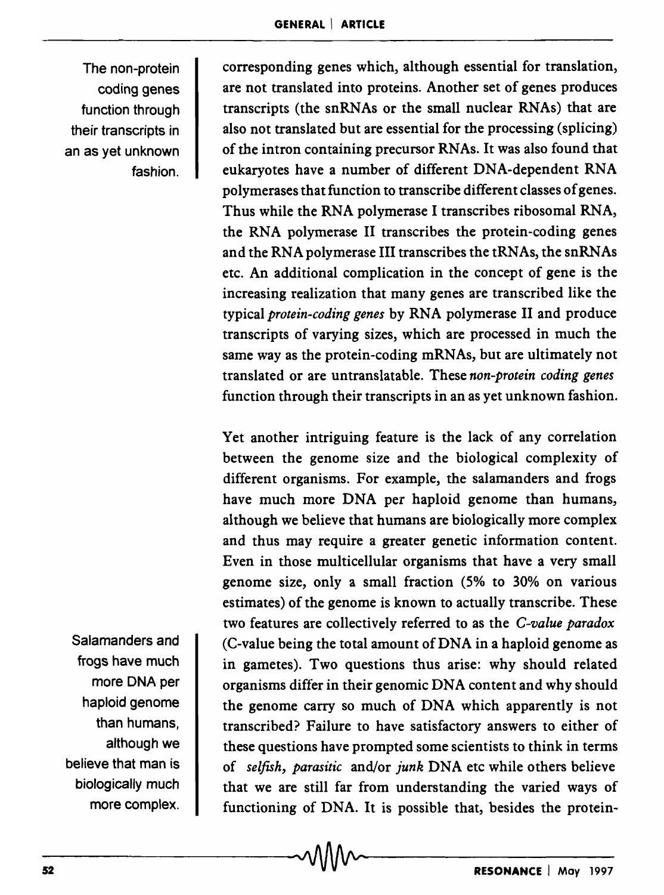The non-protein coding genes function through their transcripts in an as yet unknown fashion.

corresponding genes which, although essential for translation, are not translated into proteins. Another set of genes produces transcripts (the snRNAs or the small nuclear RNAs) that are also not translated but are essential for the processing (splicing) of the intron containing precursor RNAs. It was also found that eukaryotes have a number of different DNA-dependent RNA polymerases that function to transcribe different classes of genes. Thus while the RNA polymerase I transcribes ribosomal RNA, the RNA polymerase II transcribes the protein-coding genes and the RNA polymerase III transcribes the tRNAs, the snRNAs etc. An additional complication in the concept of gene is the increasing realization that many genes are transcribed like the typical *protein-coding genes* by RNA polymerase II and produce transcripts of varying sizes, which are processed in much the same way as the protein-coding mRNAs, but are ultimately not translated or are untranslatable. These *non-protein coding genes* function through their transcripts in an as yet unknown fashion.

Salamanders and frogs have much more DNA per haploid genome than humans, although we believe that man is biologically much more complex.

Yet another intriguing feature is the lack of any correlation between the genome size and the biological complexity of different organisms. For example, the salamanders and frogs have much more DNA per haploid genome than humans, although we believe that humans are biologically more complex and thus may require a greater genetic information content. Even in those multicellular organisms that have a very small genome size, only a small fraction (5% to 30% on various estimates) of the genome is known to actually transcribe. These two features are collectively referred to as the *C-value paradox* (C-value being the total amount of DNA in a haploid genome as in gametes). Two questions thus arise: why should related organisms differ in their genomic DNA content and why should the genome carry so much of DNA which apparently is not transcribed? Failure to have satisfactory answers to either of these questions have prompted some scientists to think in terms of *selfish, parasitic* and/or *junk* DNA etc while others believe that we are still far from understanding the varied ways of functioning of DNA. It is possible that, besides the protein-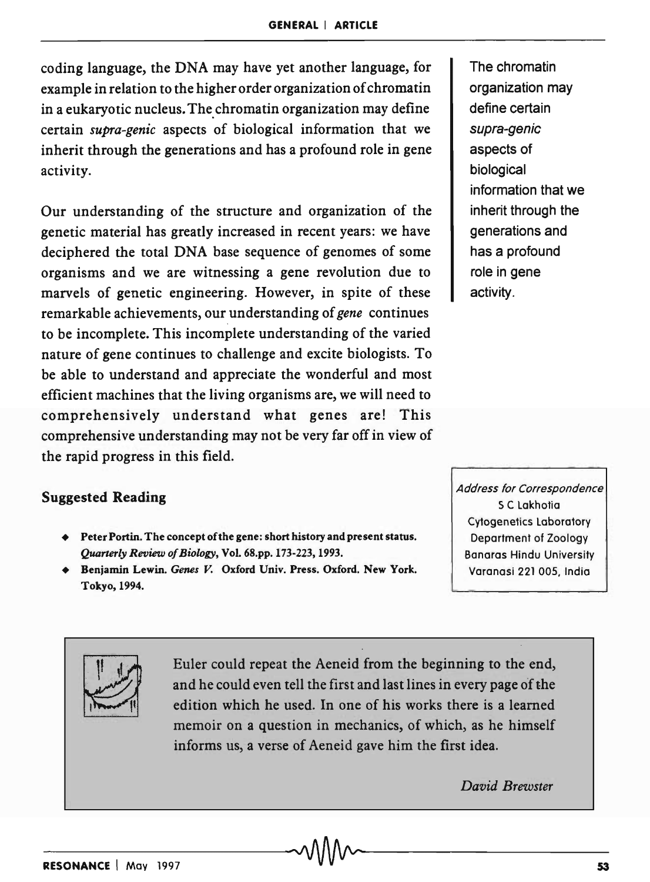coding language, the DNA may have yet another language, for example in relation to the higher order organization of chromatin in a eukaryotic nucleus. The chromatin organization may define certain *supra-genic* aspects of biological information that we inherit through the generations and has a profound role in gene activity.

The chromatin organization may define certain *supra-genic* aspects of biological information that we inherit through the generations and has a profound role in gene activity.

Our understanding of the structure and organization of the genetic material has greatly increased in recent years: we have deciphered the total DNA base sequence of genomes of some organisms and we are witnessing a gene revolution due to marvels of genetic engineering. However, in spite of these remarkable achievements, our understanding of *gene* continues to be incomplete. This incomplete understanding of the varied nature of gene continues to challenge and excite biologists. To be able to understand and appreciate the wonderful and most efficient machines that the living organisms are, we will need to comprehensively understand what genes are! This comprehensive understanding may not be very far off in view of the rapid progress in this field.

## Suggested Reading

- **Peter Portin. The concept of the gene: short history and present status. *Quarterly Review of Biology*, Vol. 68.pp. 173-223, 1993.**
- **Benjamin Lewin. *Genes V.* Oxford Univ. Press. Oxford. New York. Tokyo, 1994.**

*Address for Correspondence*
S C Lakhotia
Cytogenetics Laboratory
Department of Zoology
Banaras Hindu University
Varanasi 221 005, India

Euler could repeat the Aeneid from the beginning to the end, and he could even tell the first and last lines in every page of the edition which he used. In one of his works there is a learned memoir on a question in mechanics, of which, as he himself informs us, a verse of Aeneid gave him the first idea.

*David Brewster*